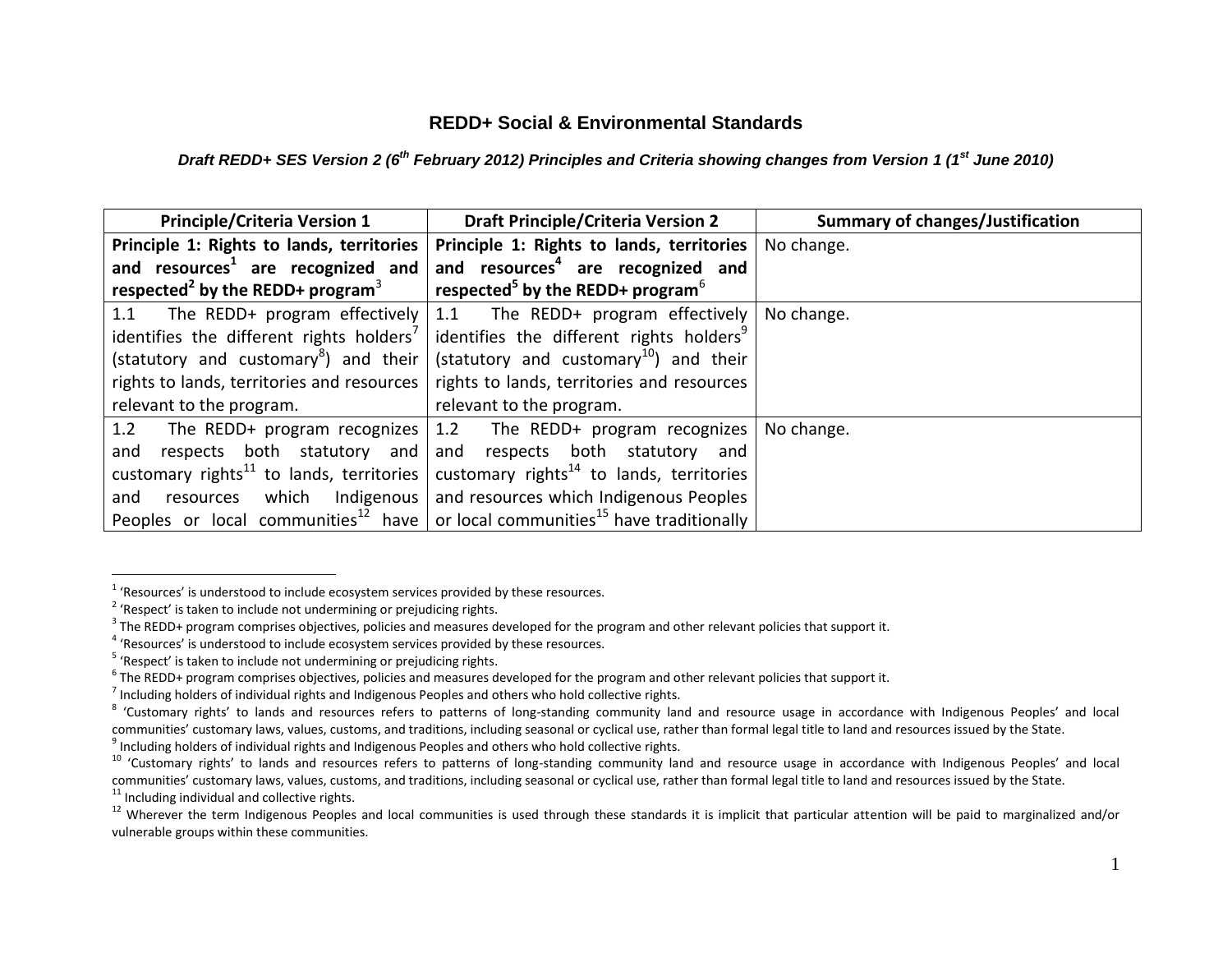# REDD+ Social & Environmental Standards

***Draft REDD+ SES Version 2 (6th February 2012) Principles and Criteria showing changes from Version 1 (1st June 2010)***

| Principle/Criteria Version 1 | Draft Principle/Criteria Version 2 | Summary of changes/Justification |
|---|---|---|
| **Principle 1: Rights to lands, territories and resources[1] are recognized and respected[2] by the REDD+ program**[3] | **Principle 1: Rights to lands, territories and resources[4] are recognized and respected[5] by the REDD+ program**[6] | No change. |
| 1.1 The REDD+ program effectively identifies the different rights holders[7] (statutory and customary[8]) and their rights to lands, territories and resources relevant to the program. | 1.1 The REDD+ program effectively identifies the different rights holders[9] (statutory and customary[10]) and their rights to lands, territories and resources relevant to the program. | No change. |
| 1.2 The REDD+ program recognizes and respects both statutory and customary rights[11] to lands, territories and resources which Indigenous Peoples or local communities[12] have | 1.2 The REDD+ program recognizes and respects both statutory and customary rights[14] to lands, territories and resources which Indigenous Peoples or local communities[15] have traditionally | No change. |

[1] 'Resources' is understood to include ecosystem services provided by these resources.

[2] 'Respect' is taken to include not undermining or prejudicing rights.

[3] The REDD+ program comprises objectives, policies and measures developed for the program and other relevant policies that support it.

[4] 'Resources' is understood to include ecosystem services provided by these resources.

[5] 'Respect' is taken to include not undermining or prejudicing rights.

[6] The REDD+ program comprises objectives, policies and measures developed for the program and other relevant policies that support it.

[7] Including holders of individual rights and Indigenous Peoples and others who hold collective rights.

[8] 'Customary rights' to lands and resources refers to patterns of long-standing community land and resource usage in accordance with Indigenous Peoples' and local communities' customary laws, values, customs, and traditions, including seasonal or cyclical use, rather than formal legal title to land and resources issued by the State.

[9] Including holders of individual rights and Indigenous Peoples and others who hold collective rights.

[10] 'Customary rights' to lands and resources refers to patterns of long-standing community land and resource usage in accordance with Indigenous Peoples' and local communities' customary laws, values, customs, and traditions, including seasonal or cyclical use, rather than formal legal title to land and resources issued by the State.

[11] Including individual and collective rights.

[12] Wherever the term Indigenous Peoples and local communities is used through these standards it is implicit that particular attention will be paid to marginalized and/or vulnerable groups within these communities.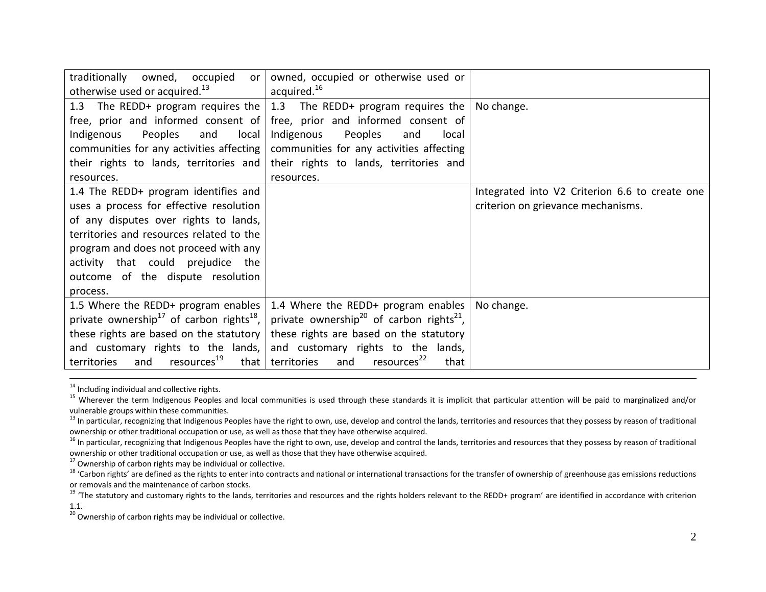| | | |
|---|---|---|
| traditionally owned, occupied or otherwise used or acquired.[13] | owned, occupied or otherwise used or acquired.[16] | |
| 1.3 The REDD+ program requires the free, prior and informed consent of Indigenous Peoples and local communities for any activities affecting their rights to lands, territories and resources. | 1.3 The REDD+ program requires the free, prior and informed consent of Indigenous Peoples and local communities for any activities affecting their rights to lands, territories and resources. | No change. |
| 1.4 The REDD+ program identifies and uses a process for effective resolution of any disputes over rights to lands, territories and resources related to the program and does not proceed with any activity that could prejudice the outcome of the dispute resolution process. | | Integrated into V2 Criterion 6.6 to create one criterion on grievance mechanisms. |
| 1.5 Where the REDD+ program enables private ownership[17] of carbon rights[18], these rights are based on the statutory and customary rights to the lands, territories and resources[19] that | 1.4 Where the REDD+ program enables private ownership[20] of carbon rights[21], these rights are based on the statutory and customary rights to the lands, territories and resources[22] that | No change. |

[14] Including individual and collective rights.

[15] Wherever the term Indigenous Peoples and local communities is used through these standards it is implicit that particular attention will be paid to marginalized and/or vulnerable groups within these communities.

[13] In particular, recognizing that Indigenous Peoples have the right to own, use, develop and control the lands, territories and resources that they possess by reason of traditional ownership or other traditional occupation or use, as well as those that they have otherwise acquired.

[16] In particular, recognizing that Indigenous Peoples have the right to own, use, develop and control the lands, territories and resources that they possess by reason of traditional ownership or other traditional occupation or use, as well as those that they have otherwise acquired.

[17] Ownership of carbon rights may be individual or collective.

[18] 'Carbon rights' are defined as the rights to enter into contracts and national or international transactions for the transfer of ownership of greenhouse gas emissions reductions or removals and the maintenance of carbon stocks.

[19] 'The statutory and customary rights to the lands, territories and resources and the rights holders relevant to the REDD+ program' are identified in accordance with criterion 1.1.

[20] Ownership of carbon rights may be individual or collective.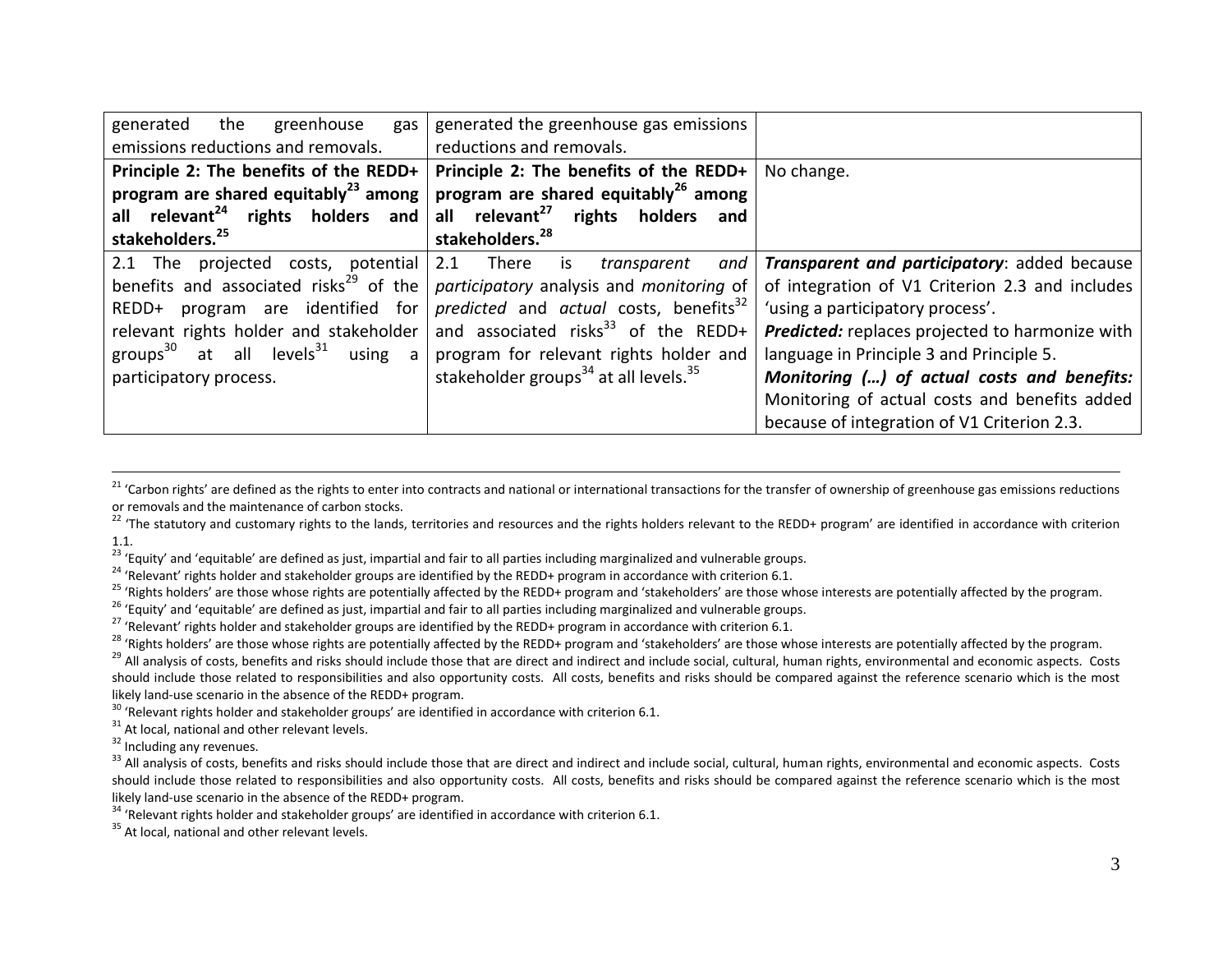| | | |
|---|---|---|
| generated the greenhouse gas emissions reductions and removals. | generated the greenhouse gas emissions reductions and removals. | |
| **Principle 2: The benefits of the REDD+ program are shared equitably[23] among all relevant[24] rights holders and stakeholders.[25]** | **Principle 2: The benefits of the REDD+ program are shared equitably[26] among all relevant[27] rights holders and stakeholders.[28]** | No change. |
| 2.1 The projected costs, potential benefits and associated risks[29] of the REDD+ program are identified for relevant rights holder and stakeholder groups[30] at all levels[31] using a participatory process. | 2.1 There is *transparent and participatory* analysis and *monitoring* of *predicted* and *actual* costs, benefits[32] and associated risks[33] of the REDD+ program for relevant rights holder and stakeholder groups[34] at all levels.[35] | ***Transparent and participatory***: added because of integration of V1 Criterion 2.3 and includes 'using a participatory process'.<br>***Predicted:*** replaces projected to harmonize with language in Principle 3 and Principle 5.<br>***Monitoring (…) of actual costs and benefits:*** Monitoring of actual costs and benefits added because of integration of V1 Criterion 2.3. |

---

[21] 'Carbon rights' are defined as the rights to enter into contracts and national or international transactions for the transfer of ownership of greenhouse gas emissions reductions or removals and the maintenance of carbon stocks.

[22] 'The statutory and customary rights to the lands, territories and resources and the rights holders relevant to the REDD+ program' are identified in accordance with criterion 1.1.

[23] 'Equity' and 'equitable' are defined as just, impartial and fair to all parties including marginalized and vulnerable groups.

[24] 'Relevant' rights holder and stakeholder groups are identified by the REDD+ program in accordance with criterion 6.1.

[25] 'Rights holders' are those whose rights are potentially affected by the REDD+ program and 'stakeholders' are those whose interests are potentially affected by the program.

[26] 'Equity' and 'equitable' are defined as just, impartial and fair to all parties including marginalized and vulnerable groups.

[27] 'Relevant' rights holder and stakeholder groups are identified by the REDD+ program in accordance with criterion 6.1.

[28] 'Rights holders' are those whose rights are potentially affected by the REDD+ program and 'stakeholders' are those whose interests are potentially affected by the program.

[29] All analysis of costs, benefits and risks should include those that are direct and indirect and include social, cultural, human rights, environmental and economic aspects. Costs should include those related to responsibilities and also opportunity costs. All costs, benefits and risks should be compared against the reference scenario which is the most likely land-use scenario in the absence of the REDD+ program.

[30] 'Relevant rights holder and stakeholder groups' are identified in accordance with criterion 6.1.

[31] At local, national and other relevant levels.

[32] Including any revenues.

[33] All analysis of costs, benefits and risks should include those that are direct and indirect and include social, cultural, human rights, environmental and economic aspects. Costs should include those related to responsibilities and also opportunity costs. All costs, benefits and risks should be compared against the reference scenario which is the most likely land-use scenario in the absence of the REDD+ program.

[34] 'Relevant rights holder and stakeholder groups' are identified in accordance with criterion 6.1.

[35] At local, national and other relevant levels.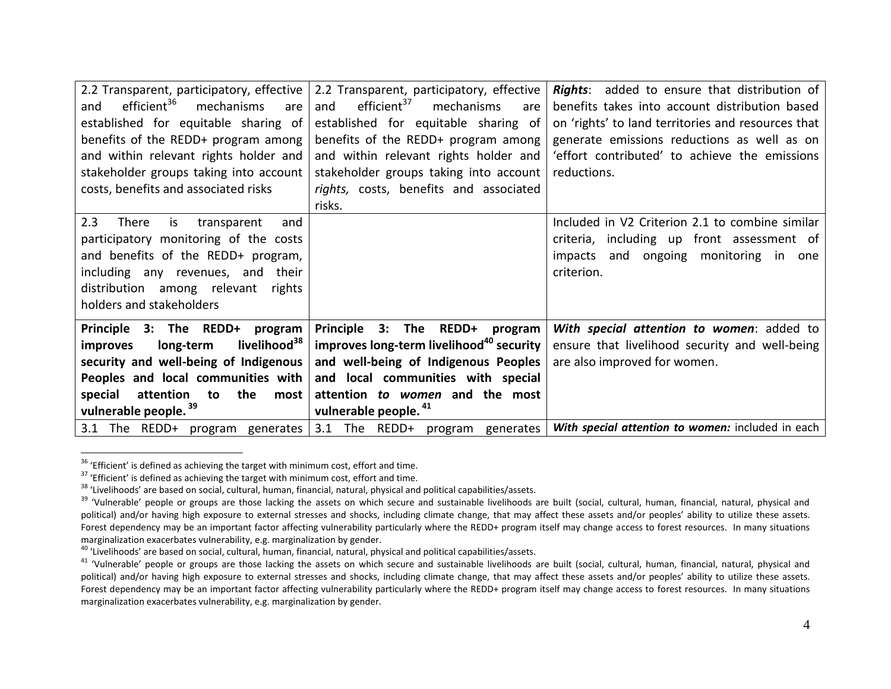| | | |
|---|---|---|
| 2.2 Transparent, participatory, effective and efficient[36] mechanisms are established for equitable sharing of benefits of the REDD+ program among and within relevant rights holder and stakeholder groups taking into account costs, benefits and associated risks | 2.2 Transparent, participatory, effective and efficient[37] mechanisms are established for equitable sharing of benefits of the REDD+ program among and within relevant rights holder and stakeholder groups taking into account *rights,* costs, benefits and associated risks. | ***Rights***: added to ensure that distribution of benefits takes into account distribution based on 'rights' to land territories and resources that generate emissions reductions as well as on 'effort contributed' to achieve the emissions reductions. |
| 2.3 There is transparent and participatory monitoring of the costs and benefits of the REDD+ program, including any revenues, and their distribution among relevant rights holders and stakeholders | | Included in V2 Criterion 2.1 to combine similar criteria, including up front assessment of impacts and ongoing monitoring in one criterion. |
| **Principle 3: The REDD+ program improves long-term livelihood[38] security and well-being of Indigenous Peoples and local communities with special attention to the most vulnerable people.** [39] | **Principle 3: The REDD+ program improves long-term livelihood[40] security and well-being of Indigenous Peoples and local communities with special attention *to women* and the most vulnerable people.** [41] | ***With special attention to women***: added to ensure that livelihood security and well-being are also improved for women. |
| 3.1 The REDD+ program generates | 3.1 The REDD+ program generates | ***With special attention to women:*** included in each |

[36] 'Efficient' is defined as achieving the target with minimum cost, effort and time.

[37] 'Efficient' is defined as achieving the target with minimum cost, effort and time.

[38] 'Livelihoods' are based on social, cultural, human, financial, natural, physical and political capabilities/assets.

[39] 'Vulnerable' people or groups are those lacking the assets on which secure and sustainable livelihoods are built (social, cultural, human, financial, natural, physical and political) and/or having high exposure to external stresses and shocks, including climate change, that may affect these assets and/or peoples' ability to utilize these assets. Forest dependency may be an important factor affecting vulnerability particularly where the REDD+ program itself may change access to forest resources. In many situations marginalization exacerbates vulnerability, e.g. marginalization by gender.

[40] 'Livelihoods' are based on social, cultural, human, financial, natural, physical and political capabilities/assets.

[41] 'Vulnerable' people or groups are those lacking the assets on which secure and sustainable livelihoods are built (social, cultural, human, financial, natural, physical and political) and/or having high exposure to external stresses and shocks, including climate change, that may affect these assets and/or peoples' ability to utilize these assets. Forest dependency may be an important factor affecting vulnerability particularly where the REDD+ program itself may change access to forest resources. In many situations marginalization exacerbates vulnerability, e.g. marginalization by gender.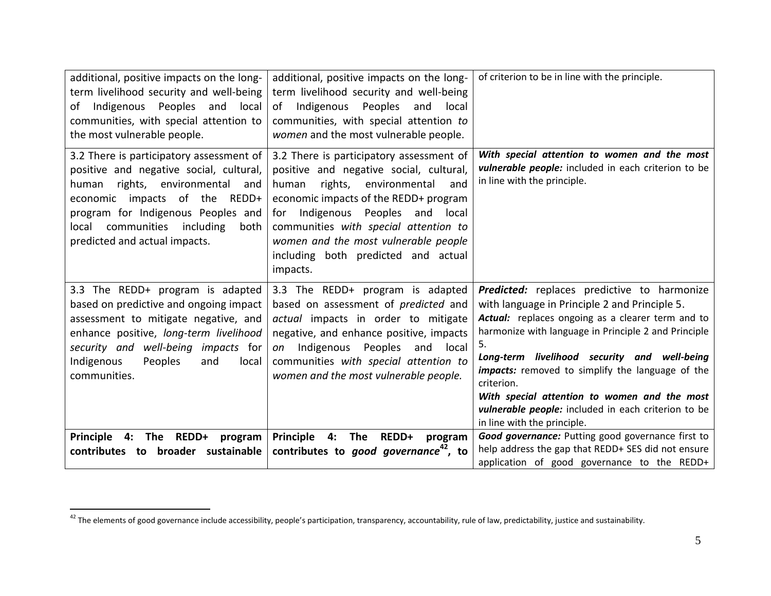| | | |
|---|---|---|
| additional, positive impacts on the long-term livelihood security and well-being of Indigenous Peoples and local communities, with special attention to the most vulnerable people. | additional, positive impacts on the long-term livelihood security and well-being of Indigenous Peoples and local communities, with special attention *to women* and the most vulnerable people. | of criterion to be in line with the principle. |
| 3.2 There is participatory assessment of positive and negative social, cultural, human rights, environmental and economic impacts of the REDD+ program for Indigenous Peoples and local communities including both predicted and actual impacts. | 3.2 There is participatory assessment of positive and negative social, cultural, human rights, environmental and economic impacts of the REDD+ program for Indigenous Peoples and local communities *with special attention to women and the most vulnerable people* including both predicted and actual impacts. | ***With special attention to women and the most vulnerable people:*** included in each criterion to be in line with the principle. |
| 3.3 The REDD+ program is adapted based on predictive and ongoing impact assessment to mitigate negative, and enhance positive, *long-term livelihood security and well-being impacts* for Indigenous Peoples and local communities. | 3.3 The REDD+ program is adapted based on assessment of *predicted* and *actual* impacts in order to mitigate negative, and enhance positive, impacts *on* Indigenous Peoples and local communities *with special attention to women and the most vulnerable people.* | ***Predicted:*** replaces predictive to harmonize with language in Principle 2 and Principle 5.<br>***Actual:*** replaces ongoing as a clearer term and to harmonize with language in Principle 2 and Principle 5.<br>***Long-term livelihood security and well-being impacts:*** removed to simplify the language of the criterion.<br>***With special attention to women and the most vulnerable people:*** included in each criterion to be in line with the principle. |
| **Principle 4: The REDD+ program contributes to broader sustainable** | **Principle 4: The REDD+ program contributes to *good governance*[42], to** | ***Good governance:*** Putting good governance first to help address the gap that REDD+ SES did not ensure application of good governance to the REDD+ |

[42] The elements of good governance include accessibility, people's participation, transparency, accountability, rule of law, predictability, justice and sustainability.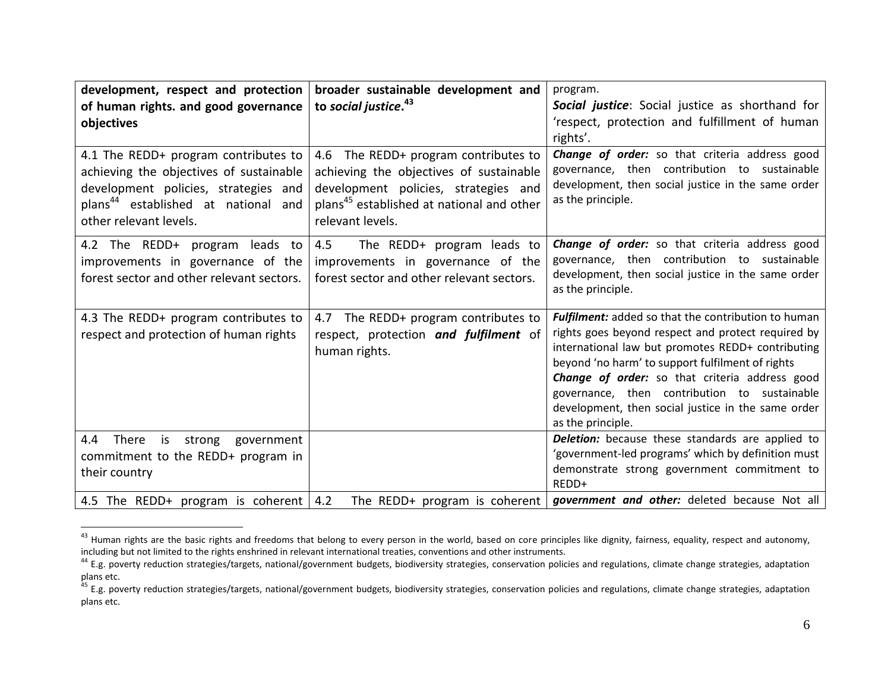| | | |
|---|---|---|
| **development, respect and protection of human rights. and good governance objectives** | **broader sustainable development and to *social justice*.[43]** | program. ***Social justice***: Social justice as shorthand for 'respect, protection and fulfillment of human rights'. |
| 4.1 The REDD+ program contributes to achieving the objectives of sustainable development policies, strategies and plans[44] established at national and other relevant levels. | 4.6 The REDD+ program contributes to achieving the objectives of sustainable development policies, strategies and plans[45] established at national and other relevant levels. | ***Change of order:*** so that criteria address good governance, then contribution to sustainable development, then social justice in the same order as the principle. |
| 4.2 The REDD+ program leads to improvements in governance of the forest sector and other relevant sectors. | 4.5 The REDD+ program leads to improvements in governance of the forest sector and other relevant sectors. | ***Change of order:*** so that criteria address good governance, then contribution to sustainable development, then social justice in the same order as the principle. |
| 4.3 The REDD+ program contributes to respect and protection of human rights | 4.7 The REDD+ program contributes to respect, protection ***and fulfilment*** of human rights. | ***Fulfilment:*** added so that the contribution to human rights goes beyond respect and protect required by international law but promotes REDD+ contributing beyond 'no harm' to support fulfilment of rights ***Change of order:*** so that criteria address good governance, then contribution to sustainable development, then social justice in the same order as the principle. |
| 4.4 There is strong government commitment to the REDD+ program in their country | | ***Deletion:*** because these standards are applied to 'government-led programs' which by definition must demonstrate strong government commitment to REDD+ |
| 4.5 The REDD+ program is coherent | 4.2 The REDD+ program is coherent | ***government and other:*** deleted because Not all |

[43] Human rights are the basic rights and freedoms that belong to every person in the world, based on core principles like dignity, fairness, equality, respect and autonomy, including but not limited to the rights enshrined in relevant international treaties, conventions and other instruments.

[44] E.g. poverty reduction strategies/targets, national/government budgets, biodiversity strategies, conservation policies and regulations, climate change strategies, adaptation plans etc.

[45] E.g. poverty reduction strategies/targets, national/government budgets, biodiversity strategies, conservation policies and regulations, climate change strategies, adaptation plans etc.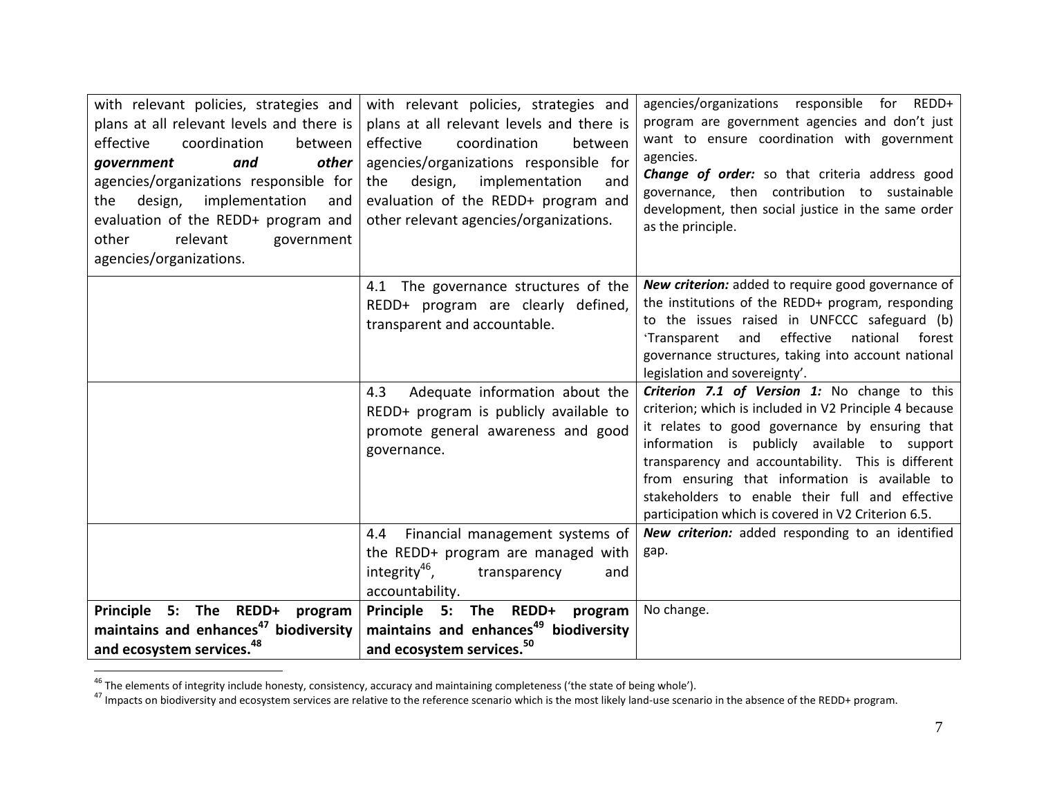| | | |
|---|---|---|
| with relevant policies, strategies and plans at all relevant levels and there is effective coordination between ***government and other*** agencies/organizations responsible for the design, implementation and evaluation of the REDD+ program and other relevant government agencies/organizations. | with relevant policies, strategies and plans at all relevant levels and there is effective coordination between agencies/organizations responsible for the design, implementation and evaluation of the REDD+ program and other relevant agencies/organizations. | agencies/organizations responsible for REDD+ program are government agencies and don't just want to ensure coordination with government agencies.<br>***Change of order:*** so that criteria address good governance, then contribution to sustainable development, then social justice in the same order as the principle. |
| | 4.1 The governance structures of the REDD+ program are clearly defined, transparent and accountable. | ***New criterion:*** added to require good governance of the institutions of the REDD+ program, responding to the issues raised in UNFCCC safeguard (b) 'Transparent and effective national forest governance structures, taking into account national legislation and sovereignty'. |
| | 4.3 Adequate information about the REDD+ program is publicly available to promote general awareness and good governance. | ***Criterion 7.1 of Version 1:*** No change to this criterion; which is included in V2 Principle 4 because it relates to good governance by ensuring that information is publicly available to support transparency and accountability. This is different from ensuring that information is available to stakeholders to enable their full and effective participation which is covered in V2 Criterion 6.5. |
| | 4.4 Financial management systems of the REDD+ program are managed with integrity[46], transparency and accountability. | ***New criterion:*** added responding to an identified gap. |
| **Principle 5: The REDD+ program maintains and enhances[47] biodiversity and ecosystem services.[48]** | **Principle 5: The REDD+ program maintains and enhances[49] biodiversity and ecosystem services.[50]** | No change. |

[46] The elements of integrity include honesty, consistency, accuracy and maintaining completeness ('the state of being whole').

[47] Impacts on biodiversity and ecosystem services are relative to the reference scenario which is the most likely land-use scenario in the absence of the REDD+ program.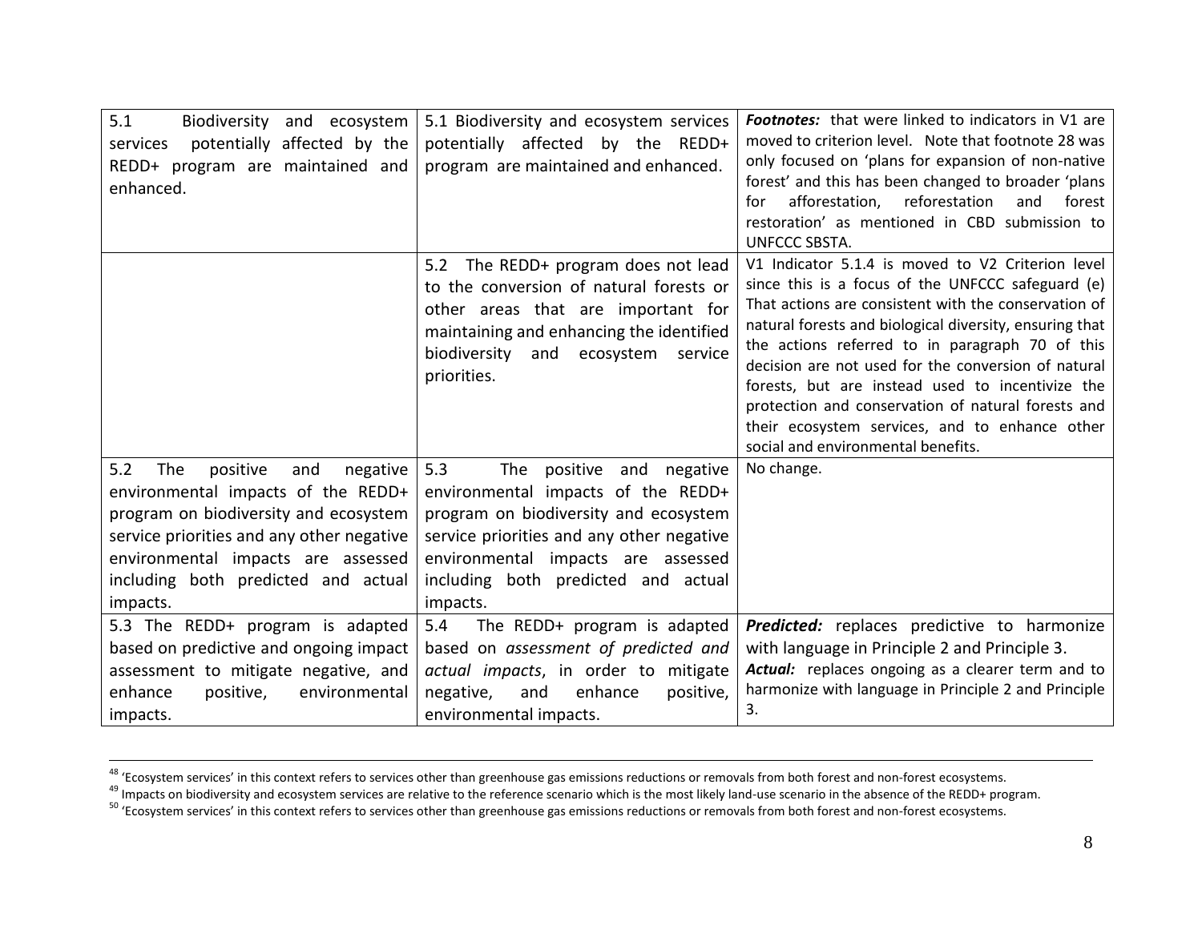| | | |
|---|---|---|
| 5.1 Biodiversity and ecosystem services potentially affected by the REDD+ program are maintained and enhanced. | 5.1 Biodiversity and ecosystem services potentially affected by the REDD+ program are maintained and enhanced. | ***Footnotes:*** that were linked to indicators in V1 are moved to criterion level. Note that footnote 28 was only focused on 'plans for expansion of non-native forest' and this has been changed to broader 'plans for afforestation, reforestation and forest restoration' as mentioned in CBD submission to UNFCCC SBSTA. |
| | 5.2 The REDD+ program does not lead to the conversion of natural forests or other areas that are important for maintaining and enhancing the identified biodiversity and ecosystem service priorities. | V1 Indicator 5.1.4 is moved to V2 Criterion level since this is a focus of the UNFCCC safeguard (e) That actions are consistent with the conservation of natural forests and biological diversity, ensuring that the actions referred to in paragraph 70 of this decision are not used for the conversion of natural forests, but are instead used to incentivize the protection and conservation of natural forests and their ecosystem services, and to enhance other social and environmental benefits. |
| 5.2 The positive and negative environmental impacts of the REDD+ program on biodiversity and ecosystem service priorities and any other negative environmental impacts are assessed including both predicted and actual impacts. | 5.3 The positive and negative environmental impacts of the REDD+ program on biodiversity and ecosystem service priorities and any other negative environmental impacts are assessed including both predicted and actual impacts. | No change. |
| 5.3 The REDD+ program is adapted based on predictive and ongoing impact assessment to mitigate negative, and enhance positive, environmental impacts. | 5.4 The REDD+ program is adapted based on *assessment of predicted and actual impacts*, in order to mitigate negative, and enhance positive, environmental impacts. | ***Predicted:*** replaces predictive to harmonize with language in Principle 2 and Principle 3.<br>***Actual:*** replaces ongoing as a clearer term and to harmonize with language in Principle 2 and Principle 3. |

[48] 'Ecosystem services' in this context refers to services other than greenhouse gas emissions reductions or removals from both forest and non-forest ecosystems.

[49] Impacts on biodiversity and ecosystem services are relative to the reference scenario which is the most likely land-use scenario in the absence of the REDD+ program.

[50] 'Ecosystem services' in this context refers to services other than greenhouse gas emissions reductions or removals from both forest and non-forest ecosystems.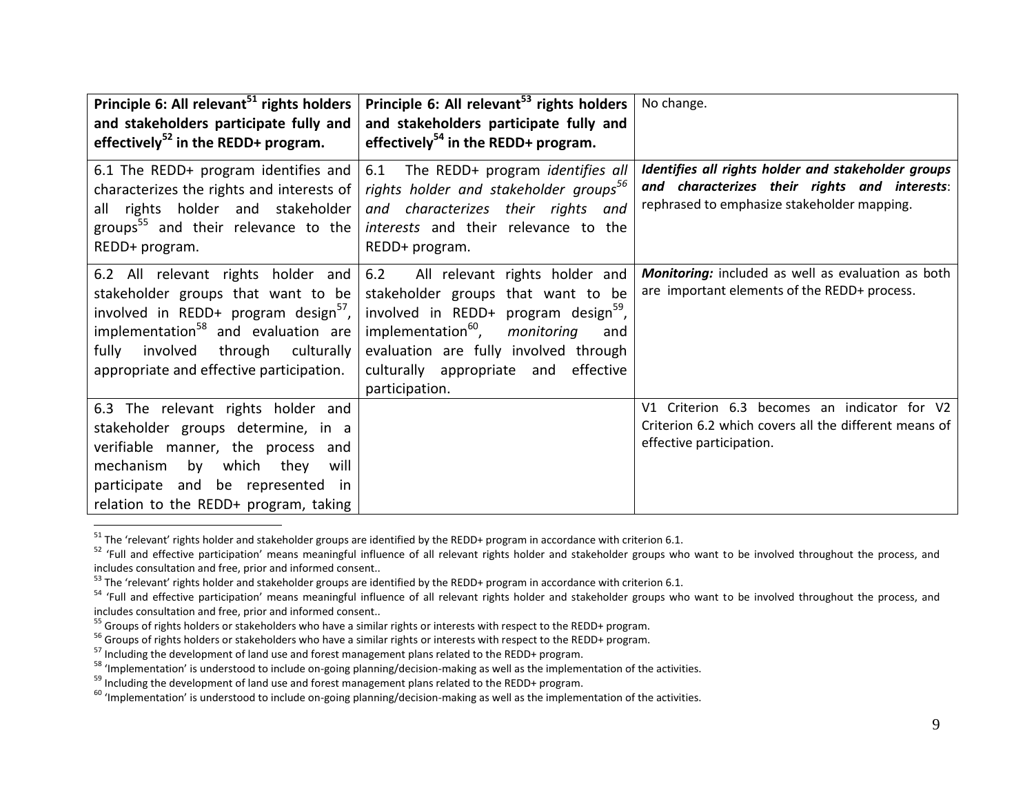| **Principle 6: All relevant[51] rights holders and stakeholders participate fully and effectively[52] in the REDD+ program.** | **Principle 6: All relevant[53] rights holders and stakeholders participate fully and effectively[54] in the REDD+ program.** | No change. |
|---|---|---|
| 6.1 The REDD+ program identifies and characterizes the rights and interests of all rights holder and stakeholder groups[55] and their relevance to the REDD+ program. | 6.1 The REDD+ program *identifies all rights holder and stakeholder groups[56] and characterizes their rights and interests* and their relevance to the REDD+ program. | ***Identifies all rights holder and stakeholder groups and characterizes their rights and interests***: rephrased to emphasize stakeholder mapping. |
| 6.2 All relevant rights holder and stakeholder groups that want to be involved in REDD+ program design[57], implementation[58] and evaluation are fully involved through culturally appropriate and effective participation. | 6.2 All relevant rights holder and stakeholder groups that want to be involved in REDD+ program design[59], implementation[60], *monitoring* and evaluation are fully involved through culturally appropriate and effective participation. | ***Monitoring:*** included as well as evaluation as both are important elements of the REDD+ process. |
| 6.3 The relevant rights holder and stakeholder groups determine, in a verifiable manner, the process and mechanism by which they will participate and be represented in relation to the REDD+ program, taking | | V1 Criterion 6.3 becomes an indicator for V2 Criterion 6.2 which covers all the different means of effective participation. |

[51] The 'relevant' rights holder and stakeholder groups are identified by the REDD+ program in accordance with criterion 6.1.

[52] 'Full and effective participation' means meaningful influence of all relevant rights holder and stakeholder groups who want to be involved throughout the process, and includes consultation and free, prior and informed consent..

[53] The 'relevant' rights holder and stakeholder groups are identified by the REDD+ program in accordance with criterion 6.1.

[54] 'Full and effective participation' means meaningful influence of all relevant rights holder and stakeholder groups who want to be involved throughout the process, and includes consultation and free, prior and informed consent..

[55] Groups of rights holders or stakeholders who have a similar rights or interests with respect to the REDD+ program.

[56] Groups of rights holders or stakeholders who have a similar rights or interests with respect to the REDD+ program.

[57] Including the development of land use and forest management plans related to the REDD+ program.

[58] 'Implementation' is understood to include on-going planning/decision-making as well as the implementation of the activities.

[59] Including the development of land use and forest management plans related to the REDD+ program.

[60] 'Implementation' is understood to include on-going planning/decision-making as well as the implementation of the activities.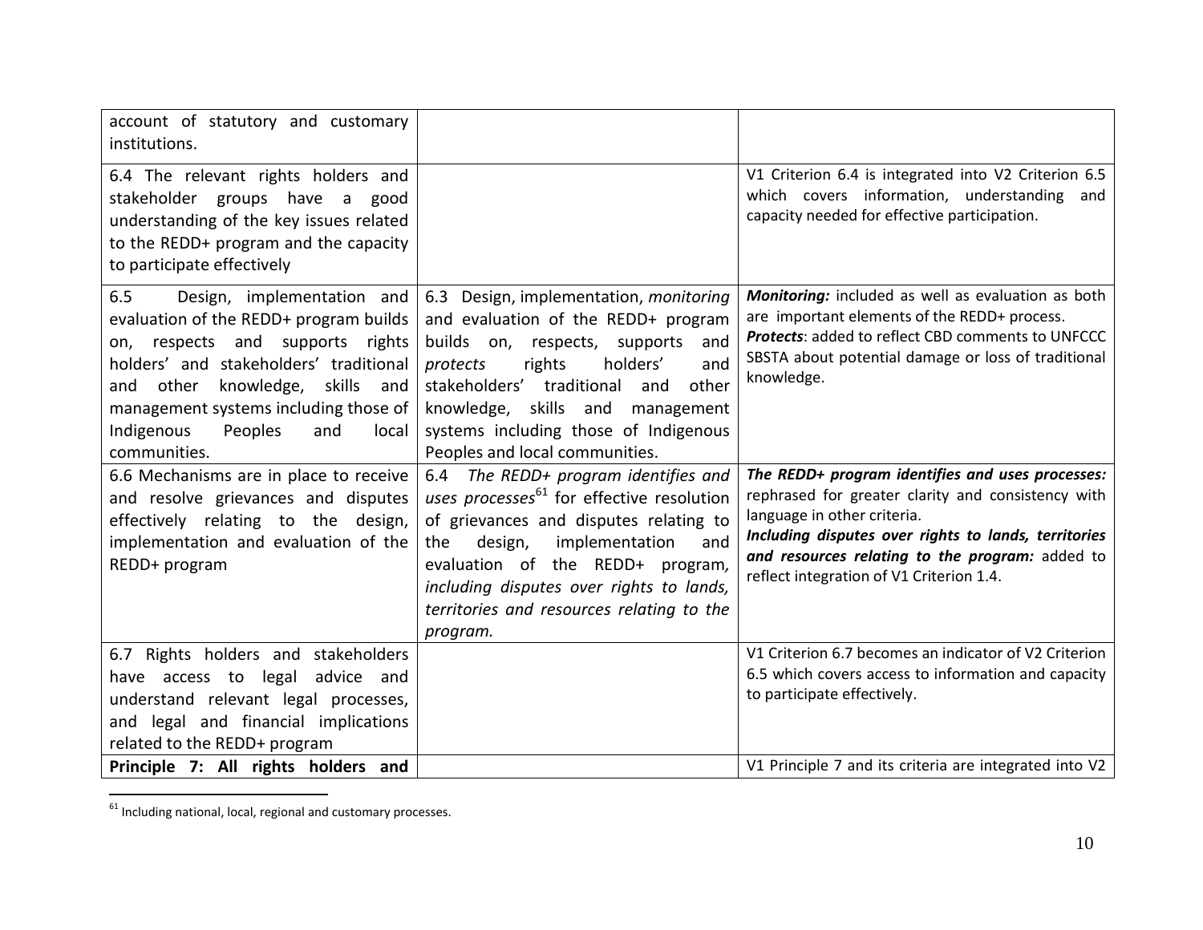| | | |
|---|---|---|
| account of statutory and customary institutions. | | |
| 6.4 The relevant rights holders and stakeholder groups have a good understanding of the key issues related to the REDD+ program and the capacity to participate effectively | | V1 Criterion 6.4 is integrated into V2 Criterion 6.5 which covers information, understanding and capacity needed for effective participation. |
| 6.5 Design, implementation and evaluation of the REDD+ program builds on, respects and supports rights holders' and stakeholders' traditional and other knowledge, skills and management systems including those of Indigenous Peoples and local communities. | 6.3 Design, implementation, *monitoring* and evaluation of the REDD+ program builds on, respects, supports and *protects* rights holders' and stakeholders' traditional and other knowledge, skills and management systems including those of Indigenous Peoples and local communities. | ***Monitoring:*** included as well as evaluation as both are important elements of the REDD+ process. ***Protects***: added to reflect CBD comments to UNFCCC SBSTA about potential damage or loss of traditional knowledge. |
| 6.6 Mechanisms are in place to receive and resolve grievances and disputes effectively relating to the design, implementation and evaluation of the REDD+ program | 6.4 *The REDD+ program identifies and uses processes*[61] for effective resolution of grievances and disputes relating to the design, implementation and evaluation of the REDD+ program*, including disputes over rights to lands, territories and resources relating to the program.* | ***The REDD+ program identifies and uses processes:*** rephrased for greater clarity and consistency with language in other criteria. ***Including disputes over rights to lands, territories and resources relating to the program:*** added to reflect integration of V1 Criterion 1.4. |
| 6.7 Rights holders and stakeholders have access to legal advice and understand relevant legal processes, and legal and financial implications related to the REDD+ program | | V1 Criterion 6.7 becomes an indicator of V2 Criterion 6.5 which covers access to information and capacity to participate effectively. |
| **Principle 7: All rights holders and** | | V1 Principle 7 and its criteria are integrated into V2 |

[61] Including national, local, regional and customary processes.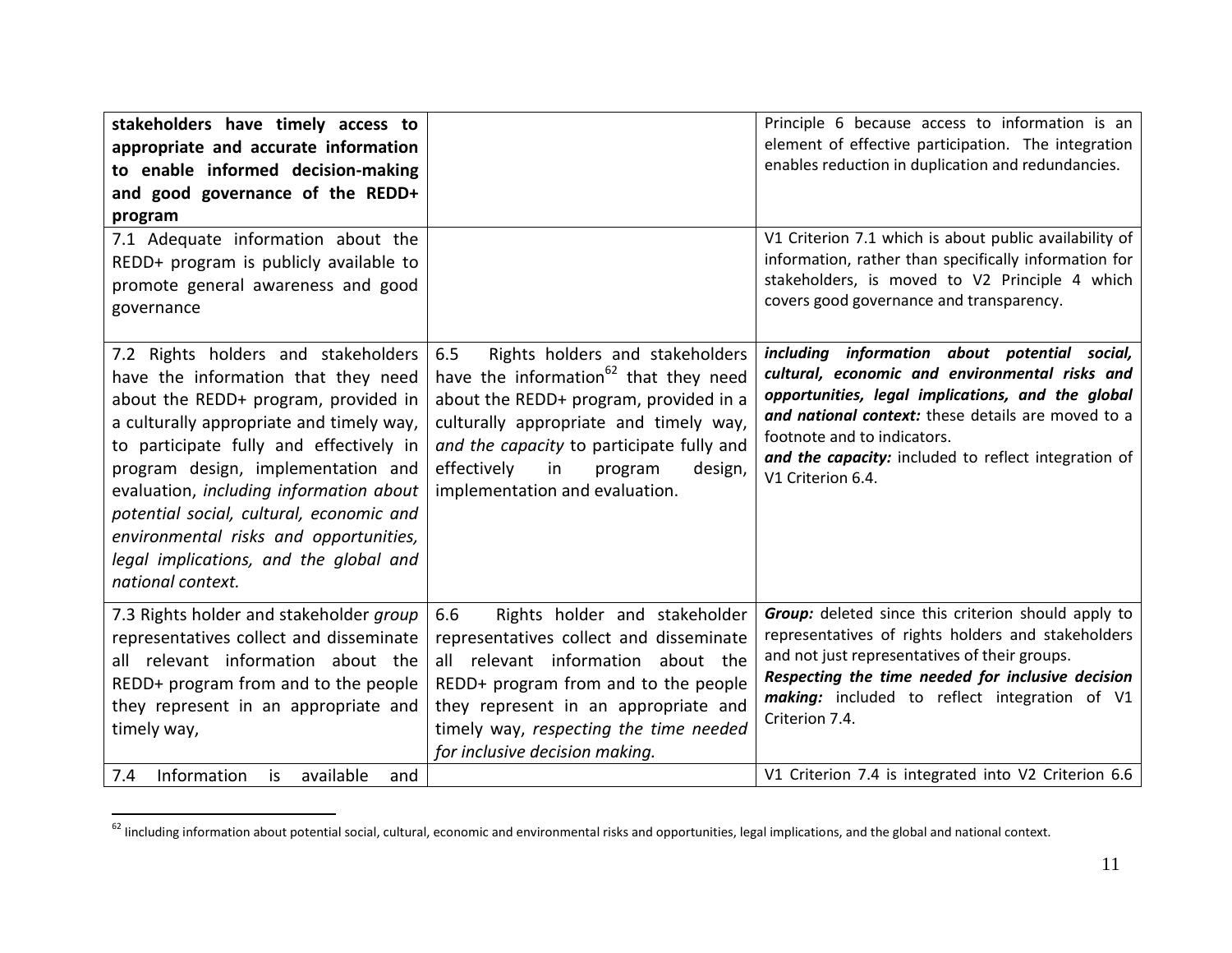| | | |
|---|---|---|
| **stakeholders have timely access to appropriate and accurate information to enable informed decision-making and good governance of the REDD+ program** | | Principle 6 because access to information is an element of effective participation. The integration enables reduction in duplication and redundancies. |
| 7.1 Adequate information about the REDD+ program is publicly available to promote general awareness and good governance | | V1 Criterion 7.1 which is about public availability of information, rather than specifically information for stakeholders, is moved to V2 Principle 4 which covers good governance and transparency. |
| 7.2 Rights holders and stakeholders have the information that they need about the REDD+ program, provided in a culturally appropriate and timely way, to participate fully and effectively in program design, implementation and evaluation, *including information about potential social, cultural, economic and environmental risks and opportunities, legal implications, and the global and national context.* | 6.5 Rights holders and stakeholders have the information[62] that they need about the REDD+ program, provided in a culturally appropriate and timely way, *and the capacity* to participate fully and effectively in program design, implementation and evaluation. | ***including information about potential social, cultural, economic and environmental risks and opportunities, legal implications, and the global and national context:*** these details are moved to a footnote and to indicators.<br>***and the capacity:*** included to reflect integration of V1 Criterion 6.4. |
| 7.3 Rights holder and stakeholder *group* representatives collect and disseminate all relevant information about the REDD+ program from and to the people they represent in an appropriate and timely way, | 6.6 Rights holder and stakeholder representatives collect and disseminate all relevant information about the REDD+ program from and to the people they represent in an appropriate and timely way, *respecting the time needed for inclusive decision making.* | ***Group:*** deleted since this criterion should apply to representatives of rights holders and stakeholders and not just representatives of their groups.<br>***Respecting the time needed for inclusive decision making:*** included to reflect integration of V1 Criterion 7.4. |
| 7.4 Information is available and | | V1 Criterion 7.4 is integrated into V2 Criterion 6.6 |

[62] Iincluding information about potential social, cultural, economic and environmental risks and opportunities, legal implications, and the global and national context.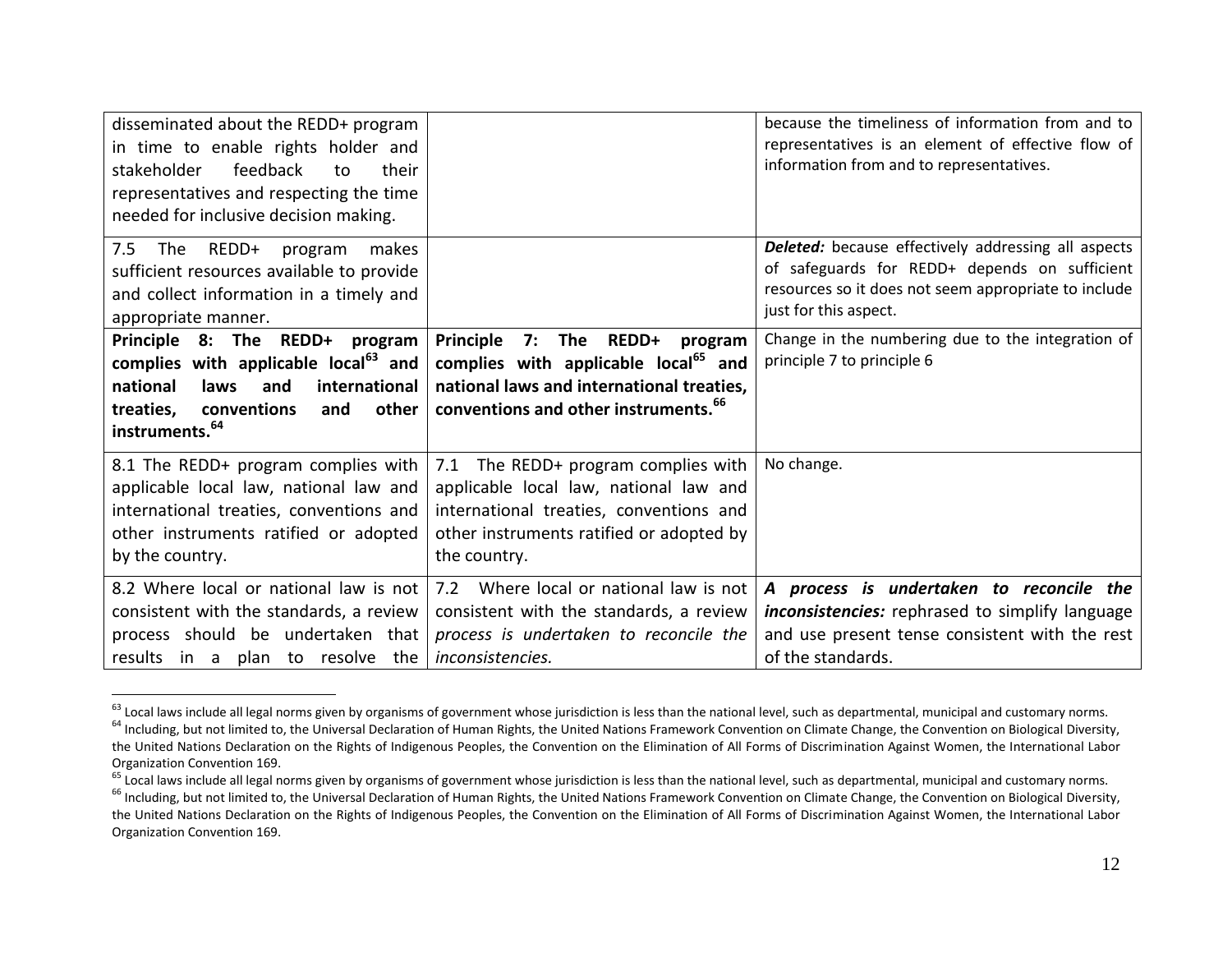| | | |
|---|---|---|
| disseminated about the REDD+ program in time to enable rights holder and stakeholder feedback to their representatives and respecting the time needed for inclusive decision making. | | because the timeliness of information from and to representatives is an element of effective flow of information from and to representatives. |
| 7.5 The REDD+ program makes sufficient resources available to provide and collect information in a timely and appropriate manner. | | ***Deleted:*** because effectively addressing all aspects of safeguards for REDD+ depends on sufficient resources so it does not seem appropriate to include just for this aspect. |
| **Principle 8: The REDD+ program complies with applicable local[63] and national laws and international treaties, conventions and other instruments.[64]** | **Principle 7: The REDD+ program complies with applicable local[65] and national laws and international treaties, conventions and other instruments.[66]** | Change in the numbering due to the integration of principle 7 to principle 6 |
| 8.1 The REDD+ program complies with applicable local, national law and international treaties, conventions and other instruments ratified or adopted by the country. | 7.1 The REDD+ program complies with applicable local, national law and international treaties, conventions and other instruments ratified or adopted by the country. | No change. |
| 8.2 Where local or national law is not consistent with the standards, a review process should be undertaken that results in a plan to resolve the | 7.2 Where local or national law is not consistent with the standards, a review *process is undertaken to reconcile the inconsistencies.* | ***A process is undertaken to reconcile the inconsistencies:*** rephrased to simplify language and use present tense consistent with the rest of the standards. |

[63] Local laws include all legal norms given by organisms of government whose jurisdiction is less than the national level, such as departmental, municipal and customary norms.

[64] Including, but not limited to, the Universal Declaration of Human Rights, the United Nations Framework Convention on Climate Change, the Convention on Biological Diversity, the United Nations Declaration on the Rights of Indigenous Peoples, the Convention on the Elimination of All Forms of Discrimination Against Women, the International Labor Organization Convention 169.

[65] Local laws include all legal norms given by organisms of government whose jurisdiction is less than the national level, such as departmental, municipal and customary norms.

[66] Including, but not limited to, the Universal Declaration of Human Rights, the United Nations Framework Convention on Climate Change, the Convention on Biological Diversity, the United Nations Declaration on the Rights of Indigenous Peoples, the Convention on the Elimination of All Forms of Discrimination Against Women, the International Labor Organization Convention 169.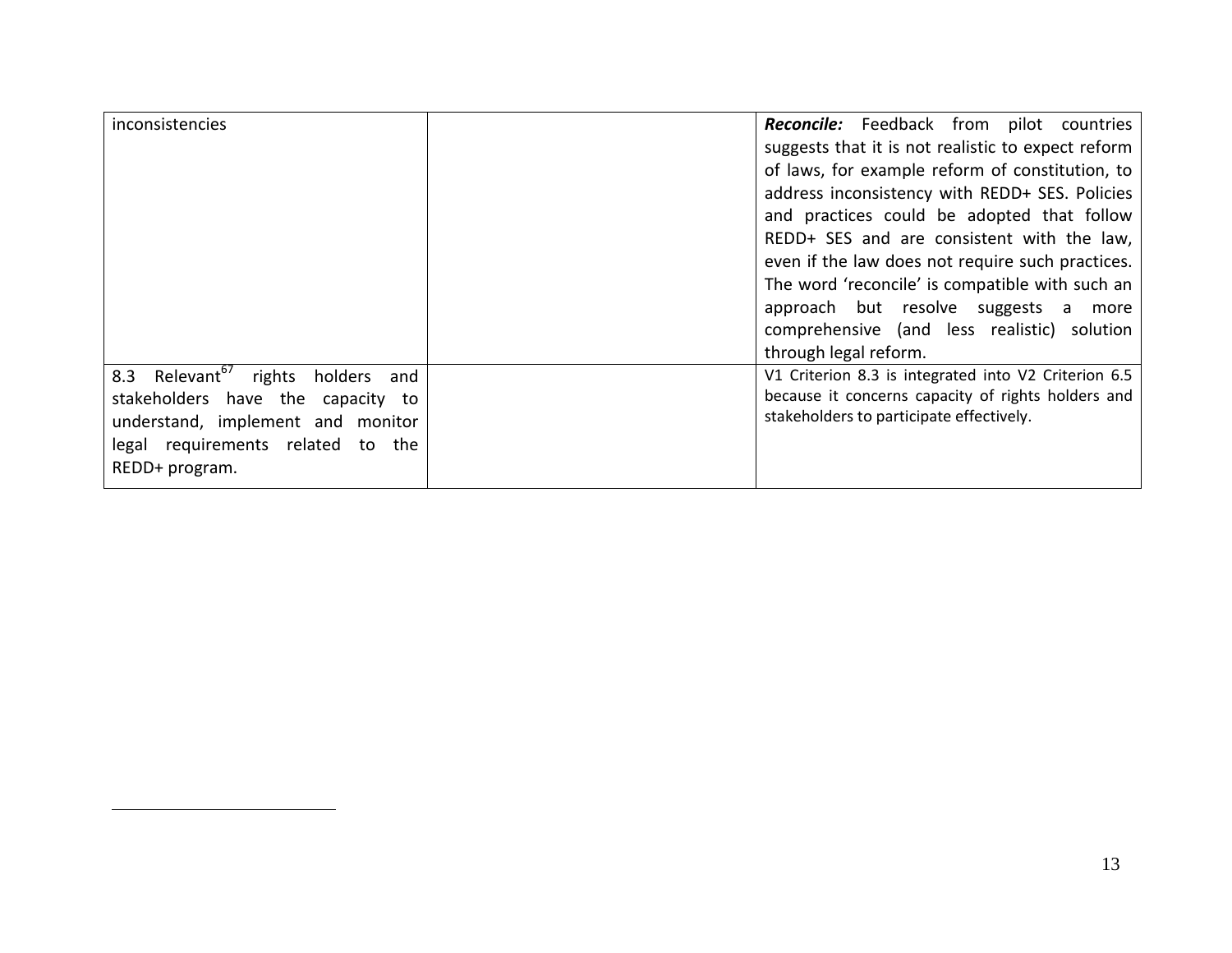| | | |
|---|---|---|
| inconsistencies | | ***Reconcile:*** Feedback from pilot countries suggests that it is not realistic to expect reform of laws, for example reform of constitution, to address inconsistency with REDD+ SES. Policies and practices could be adopted that follow REDD+ SES and are consistent with the law, even if the law does not require such practices. The word 'reconcile' is compatible with such an approach but resolve suggests a more comprehensive (and less realistic) solution through legal reform. |
| 8.3 Relevant[67] rights holders and stakeholders have the capacity to understand, implement and monitor legal requirements related to the REDD+ program. | | V1 Criterion 8.3 is integrated into V2 Criterion 6.5 because it concerns capacity of rights holders and stakeholders to participate effectively. |